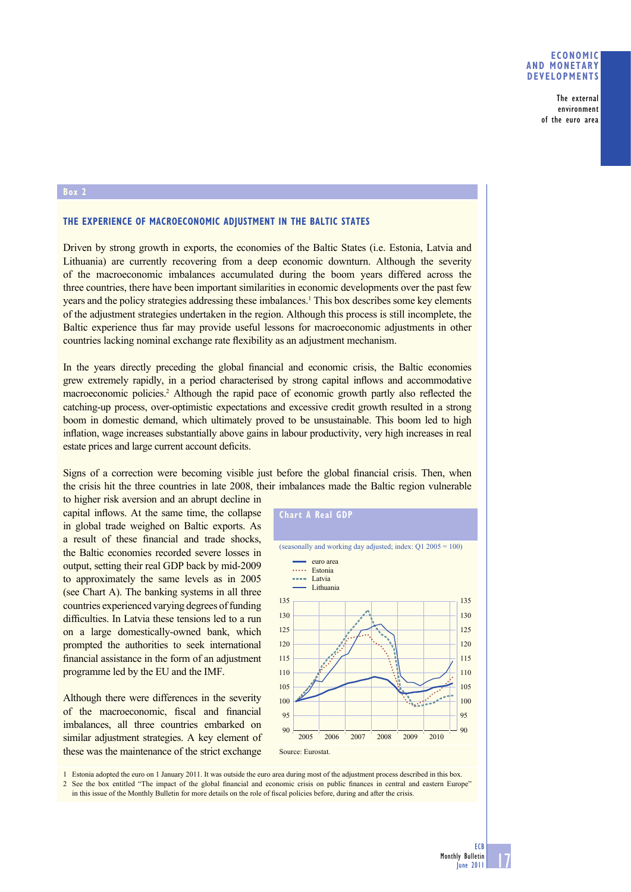## Box 2

### THE EXPERIENCE OF MACROECONOMIC ADJUSTMENT IN THE BALTIC STATES

Driven by strong growth in exports, the economies of the Baltic States (i.e. Estonia, Latvia and Lithuania) are currently recovering from a deep economic downturn. Although the severity of the macroeconomic imbalances accumulated during the boom years differed across the three countries, there have been important similarities in economic developments over the past few years and the policy strategies addressing these imbalances.[1] This box describes some key elements of the adjustment strategies undertaken in the region. Although this process is still incomplete, the Baltic experience thus far may provide useful lessons for macroeconomic adjustments in other countries lacking nominal exchange rate flexibility as an adjustment mechanism.

In the years directly preceding the global financial and economic crisis, the Baltic economies grew extremely rapidly, in a period characterised by strong capital inflows and accommodative macroeconomic policies.[2] Although the rapid pace of economic growth partly also reflected the catching-up process, over-optimistic expectations and excessive credit growth resulted in a strong boom in domestic demand, which ultimately proved to be unsustainable. This boom led to high inflation, wage increases substantially above gains in labour productivity, very high increases in real estate prices and large current account deficits.

Signs of a correction were becoming visible just before the global financial crisis. Then, when the crisis hit the three countries in late 2008, their imbalances made the Baltic region vulnerable to higher risk aversion and an abrupt decline in capital inflows. At the same time, the collapse in global trade weighed on Baltic exports. As a result of these financial and trade shocks, the Baltic economies recorded severe losses in output, setting their real GDP back by mid-2009 to approximately the same levels as in 2005 (see Chart A). The banking systems in all three countries experienced varying degrees of funding difficulties. In Latvia these tensions led to a run on a large domestically-owned bank, which prompted the authorities to seek international financial assistance in the form of an adjustment programme led by the EU and the IMF.

**Chart A Real GDP**

(seasonally and working day adjusted; index: Q1 2005 = 100)

Source: Eurostat.

Although there were differences in the severity of the macroeconomic, fiscal and financial imbalances, all three countries embarked on similar adjustment strategies. A key element of these was the maintenance of the strict exchange

1 Estonia adopted the euro on 1 January 2011. It was outside the euro area during most of the adjustment process described in this box.

2 See the box entitled "The impact of the global financial and economic crisis on public finances in central and eastern Europe" in this issue of the Monthly Bulletin for more details on the role of fiscal policies before, during and after the crisis.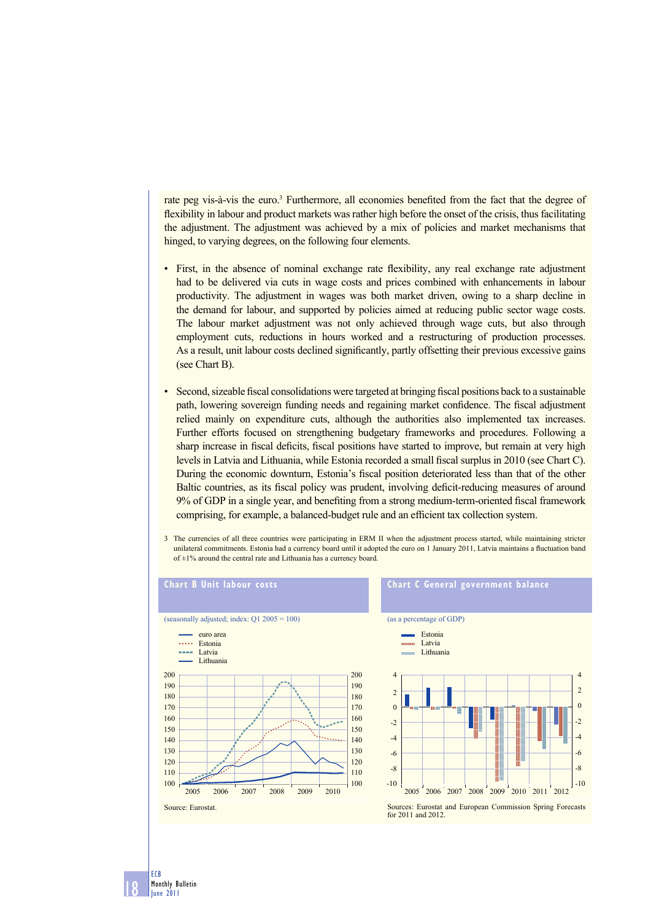rate peg vis-à-vis the euro.[3] Furthermore, all economies benefited from the fact that the degree of flexibility in labour and product markets was rather high before the onset of the crisis, thus facilitating the adjustment. The adjustment was achieved by a mix of policies and market mechanisms that hinged, to varying degrees, on the following four elements.

- First, in the absence of nominal exchange rate flexibility, any real exchange rate adjustment had to be delivered via cuts in wage costs and prices combined with enhancements in labour productivity. The adjustment in wages was both market driven, owing to a sharp decline in the demand for labour, and supported by policies aimed at reducing public sector wage costs. The labour market adjustment was not only achieved through wage cuts, but also through employment cuts, reductions in hours worked and a restructuring of production processes. As a result, unit labour costs declined significantly, partly offsetting their previous excessive gains (see Chart B).

- Second, sizeable fiscal consolidations were targeted at bringing fiscal positions back to a sustainable path, lowering sovereign funding needs and regaining market confidence. The fiscal adjustment relied mainly on expenditure cuts, although the authorities also implemented tax increases. Further efforts focused on strengthening budgetary frameworks and procedures. Following a sharp increase in fiscal deficits, fiscal positions have started to improve, but remain at very high levels in Latvia and Lithuania, while Estonia recorded a small fiscal surplus in 2010 (see Chart C). During the economic downturn, Estonia's fiscal position deteriorated less than that of the other Baltic countries, as its fiscal policy was prudent, involving deficit-reducing measures of around 9% of GDP in a single year, and benefiting from a strong medium-term-oriented fiscal framework comprising, for example, a balanced-budget rule and an efficient tax collection system.

3 The currencies of all three countries were participating in ERM II when the adjustment process started, while maintaining stricter unilateral commitments. Estonia had a currency board until it adopted the euro on 1 January 2011, Latvia maintains a fluctuation band of ±1% around the central rate and Lithuania has a currency board.

**Chart B Unit labour costs**

(seasonally adjusted; index: Q1 2005 = 100)

Source: Eurostat.

**Chart C General government balance**

(as a percentage of GDP)

Sources: Eurostat and European Commission Spring Forecasts for 2011 and 2012.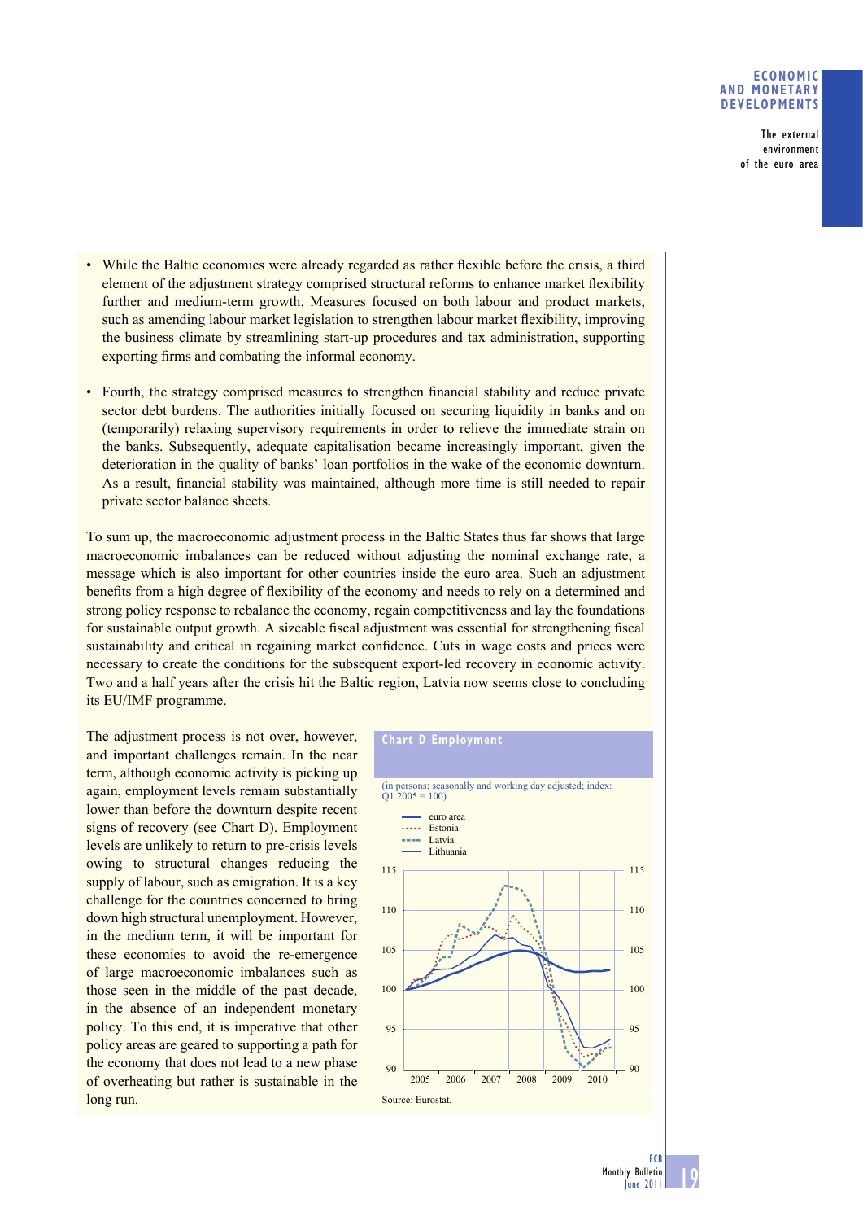- While the Baltic economies were already regarded as rather flexible before the crisis, a third element of the adjustment strategy comprised structural reforms to enhance market flexibility further and medium-term growth. Measures focused on both labour and product markets, such as amending labour market legislation to strengthen labour market flexibility, improving the business climate by streamlining start-up procedures and tax administration, supporting exporting firms and combating the informal economy.

- Fourth, the strategy comprised measures to strengthen financial stability and reduce private sector debt burdens. The authorities initially focused on securing liquidity in banks and on (temporarily) relaxing supervisory requirements in order to relieve the immediate strain on the banks. Subsequently, adequate capitalisation became increasingly important, given the deterioration in the quality of banks' loan portfolios in the wake of the economic downturn. As a result, financial stability was maintained, although more time is still needed to repair private sector balance sheets.

To sum up, the macroeconomic adjustment process in the Baltic States thus far shows that large macroeconomic imbalances can be reduced without adjusting the nominal exchange rate, a message which is also important for other countries inside the euro area. Such an adjustment benefits from a high degree of flexibility of the economy and needs to rely on a determined and strong policy response to rebalance the economy, regain competitiveness and lay the foundations for sustainable output growth. A sizeable fiscal adjustment was essential for strengthening fiscal sustainability and critical in regaining market confidence. Cuts in wage costs and prices were necessary to create the conditions for the subsequent export-led recovery in economic activity. Two and a half years after the crisis hit the Baltic region, Latvia now seems close to concluding its EU/IMF programme.

The adjustment process is not over, however, and important challenges remain. In the near term, although economic activity is picking up again, employment levels remain substantially lower than before the downturn despite recent signs of recovery (see Chart D). Employment levels are unlikely to return to pre-crisis levels owing to structural changes reducing the supply of labour, such as emigration. It is a key challenge for the countries concerned to bring down high structural unemployment. However, in the medium term, it will be important for these economies to avoid the re-emergence of large macroeconomic imbalances such as those seen in the middle of the past decade, in the absence of an independent monetary policy. To this end, it is imperative that other policy areas are geared to supporting a path for the economy that does not lead to a new phase of overheating but rather is sustainable in the long run.

**Chart D Employment**

(in persons; seasonally and working day adjusted; index: Q1 2005 = 100)

euro area
Estonia
Latvia
Lithuania

115
110
105
100
95
90

2005 2006 2007 2008 2009 2010

Source: Eurostat.